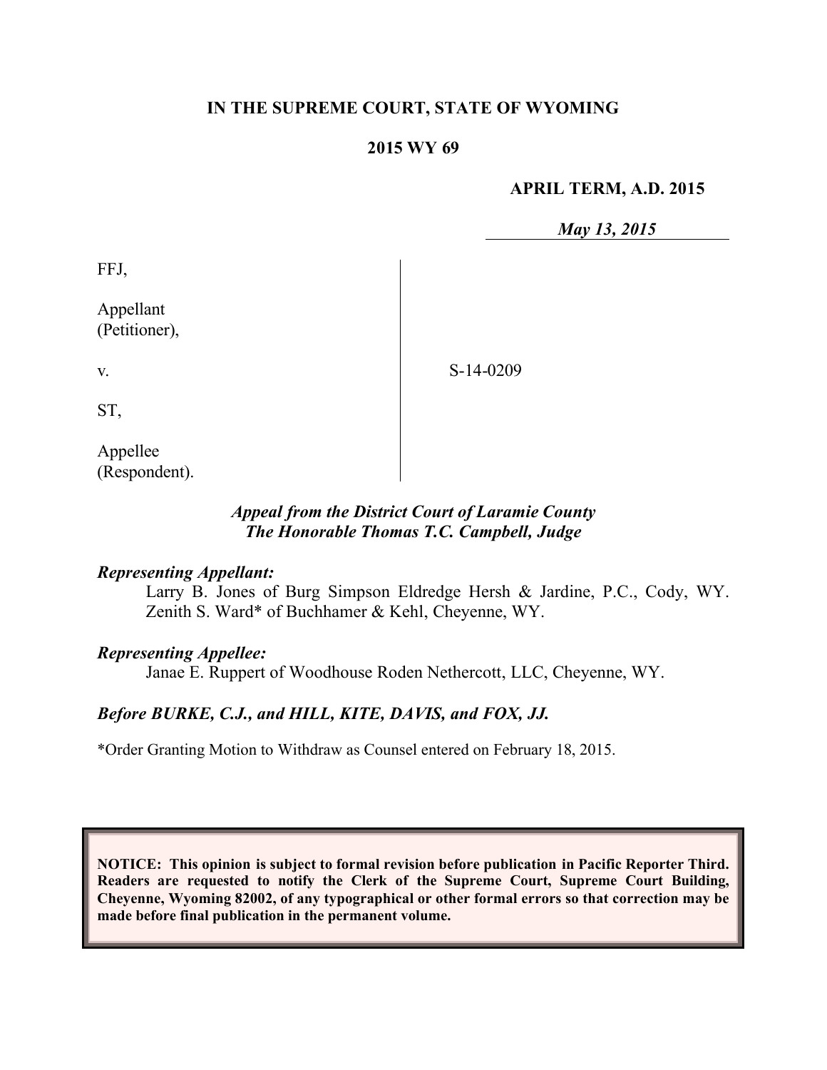**IN THE SUPREME COURT, STATE OF WYOMING**

**2015 WY 69**

**APRIL TERM, A.D. 2015**

*May 13, 2015*

FFJ,

Appellant
(Petitioner),

v.

ST,

Appellee
(Respondent).

S-14-0209

***Appeal from the District Court of Laramie County***
***The Honorable Thomas T.C. Campbell, Judge***

***Representing Appellant:***

Larry B. Jones of Burg Simpson Eldredge Hersh & Jardine, P.C., Cody, WY.
Zenith S. Ward* of Buchhamer & Kehl, Cheyenne, WY.

***Representing Appellee:***

Janae E. Ruppert of Woodhouse Roden Nethercott, LLC, Cheyenne, WY.

***Before BURKE, C.J., and HILL, KITE, DAVIS, and FOX, JJ.***

*Order Granting Motion to Withdraw as Counsel entered on February 18, 2015.

**NOTICE: This opinion is subject to formal revision before publication in Pacific Reporter Third. Readers are requested to notify the Clerk of the Supreme Court, Supreme Court Building, Cheyenne, Wyoming 82002, of any typographical or other formal errors so that correction may be made before final publication in the permanent volume.**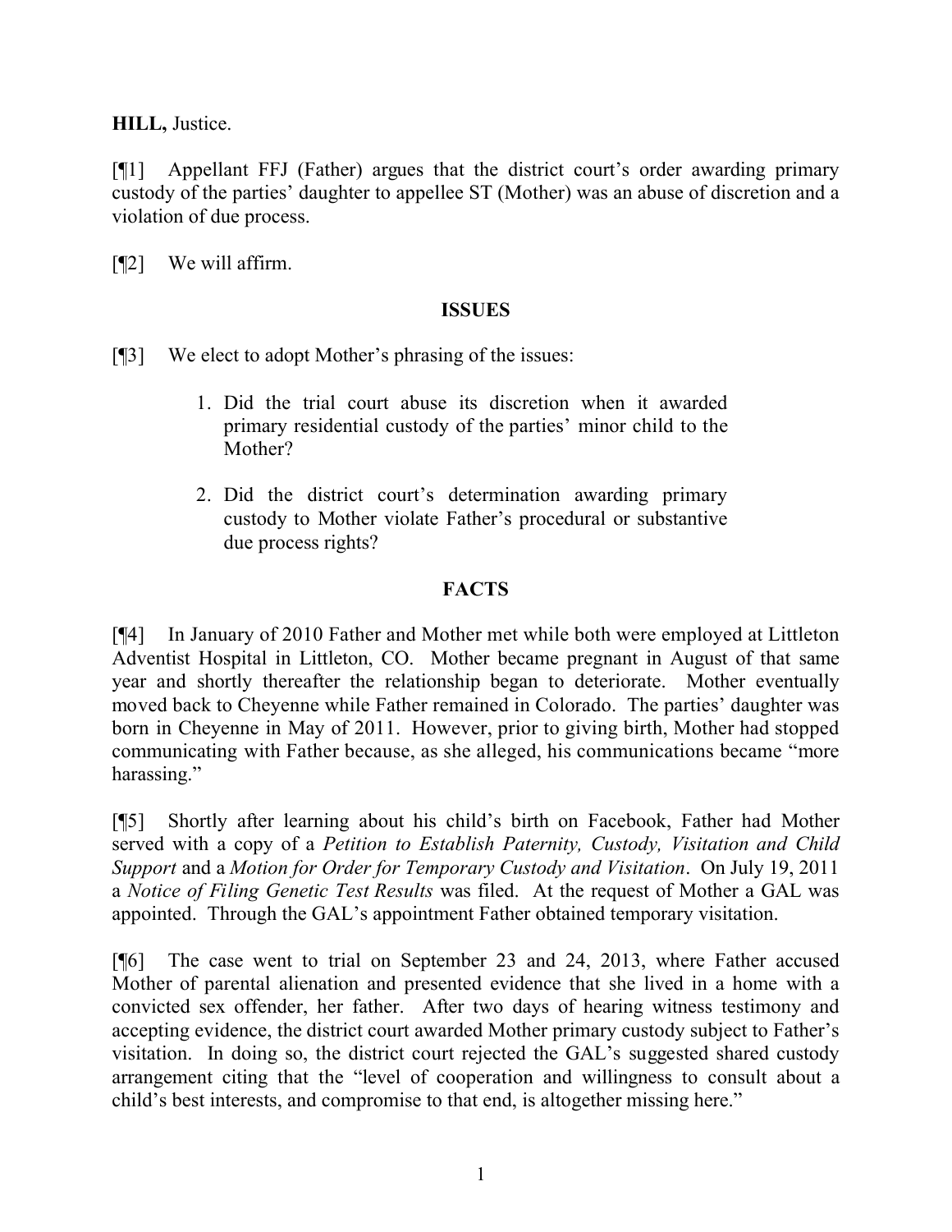**HILL,** Justice.

[¶1] Appellant FFJ (Father) argues that the district court's order awarding primary custody of the parties' daughter to appellee ST (Mother) was an abuse of discretion and a violation of due process.

[¶2] We will affirm.

## ISSUES

[¶3] We elect to adopt Mother's phrasing of the issues:

> 1. Did the trial court abuse its discretion when it awarded primary residential custody of the parties' minor child to the Mother?
>
> 2. Did the district court's determination awarding primary custody to Mother violate Father's procedural or substantive due process rights?

## FACTS

[¶4] In January of 2010 Father and Mother met while both were employed at Littleton Adventist Hospital in Littleton, CO. Mother became pregnant in August of that same year and shortly thereafter the relationship began to deteriorate. Mother eventually moved back to Cheyenne while Father remained in Colorado. The parties' daughter was born in Cheyenne in May of 2011. However, prior to giving birth, Mother had stopped communicating with Father because, as she alleged, his communications became "more harassing."

[¶5] Shortly after learning about his child's birth on Facebook, Father had Mother served with a copy of a *Petition to Establish Paternity, Custody, Visitation and Child Support* and a *Motion for Order for Temporary Custody and Visitation*. On July 19, 2011 a *Notice of Filing Genetic Test Results* was filed. At the request of Mother a GAL was appointed. Through the GAL's appointment Father obtained temporary visitation.

[¶6] The case went to trial on September 23 and 24, 2013, where Father accused Mother of parental alienation and presented evidence that she lived in a home with a convicted sex offender, her father. After two days of hearing witness testimony and accepting evidence, the district court awarded Mother primary custody subject to Father's visitation. In doing so, the district court rejected the GAL's suggested shared custody arrangement citing that the "level of cooperation and willingness to consult about a child's best interests, and compromise to that end, is altogether missing here."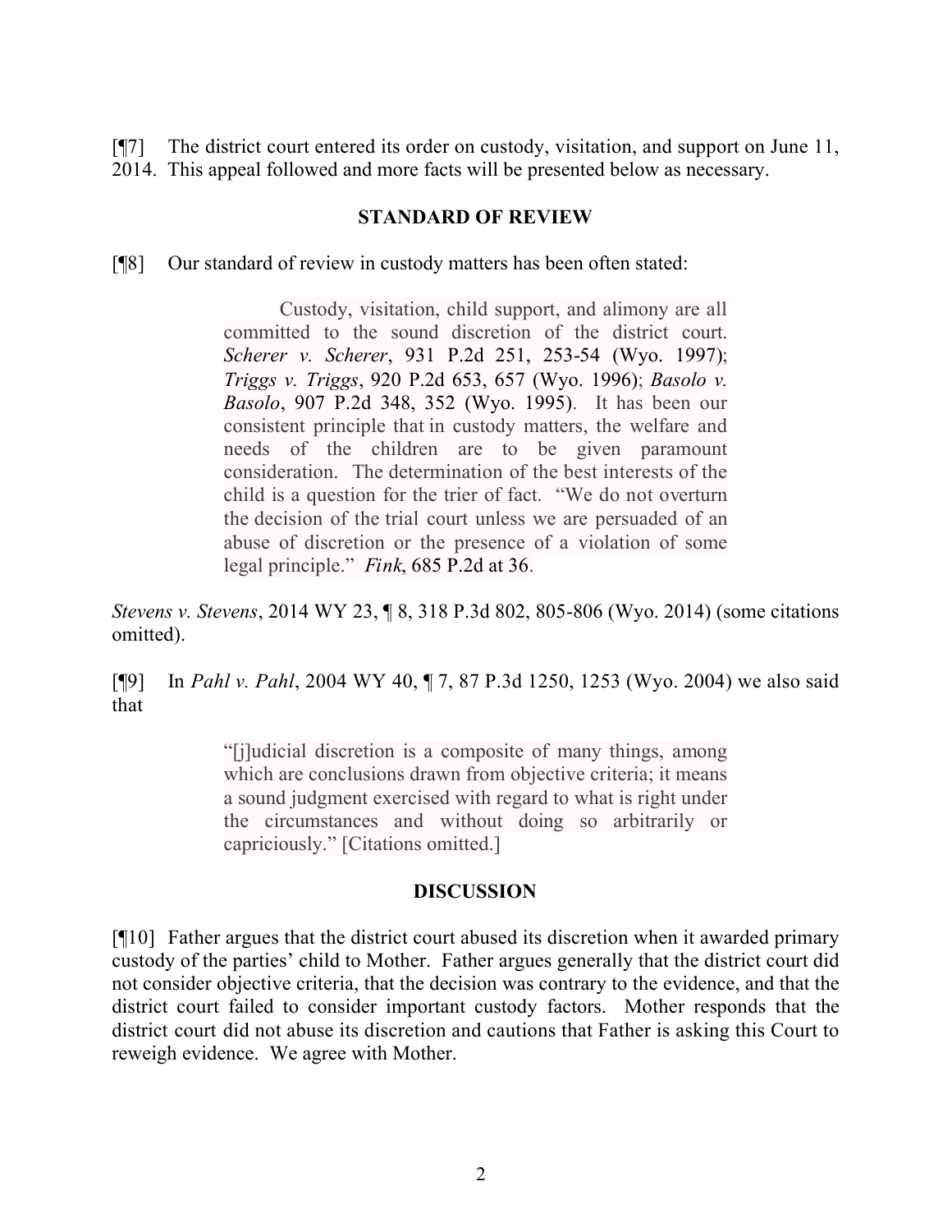[¶7] The district court entered its order on custody, visitation, and support on June 11, 2014. This appeal followed and more facts will be presented below as necessary.

## STANDARD OF REVIEW

[¶8] Our standard of review in custody matters has been often stated:

> Custody, visitation, child support, and alimony are all committed to the sound discretion of the district court. *Scherer v. Scherer*, 931 P.2d 251, 253-54 (Wyo. 1997); *Triggs v. Triggs*, 920 P.2d 653, 657 (Wyo. 1996); *Basolo v. Basolo*, 907 P.2d 348, 352 (Wyo. 1995). It has been our consistent principle that in custody matters, the welfare and needs of the children are to be given paramount consideration. The determination of the best interests of the child is a question for the trier of fact. "We do not overturn the decision of the trial court unless we are persuaded of an abuse of discretion or the presence of a violation of some legal principle." *Fink*, 685 P.2d at 36.

*Stevens v. Stevens*, 2014 WY 23, ¶ 8, 318 P.3d 802, 805-806 (Wyo. 2014) (some citations omitted).

[¶9] In *Pahl v. Pahl*, 2004 WY 40, ¶ 7, 87 P.3d 1250, 1253 (Wyo. 2004) we also said that

> "[j]udicial discretion is a composite of many things, among which are conclusions drawn from objective criteria; it means a sound judgment exercised with regard to what is right under the circumstances and without doing so arbitrarily or capriciously." [Citations omitted.]

## DISCUSSION

[¶10] Father argues that the district court abused its discretion when it awarded primary custody of the parties' child to Mother. Father argues generally that the district court did not consider objective criteria, that the decision was contrary to the evidence, and that the district court failed to consider important custody factors. Mother responds that the district court did not abuse its discretion and cautions that Father is asking this Court to reweigh evidence. We agree with Mother.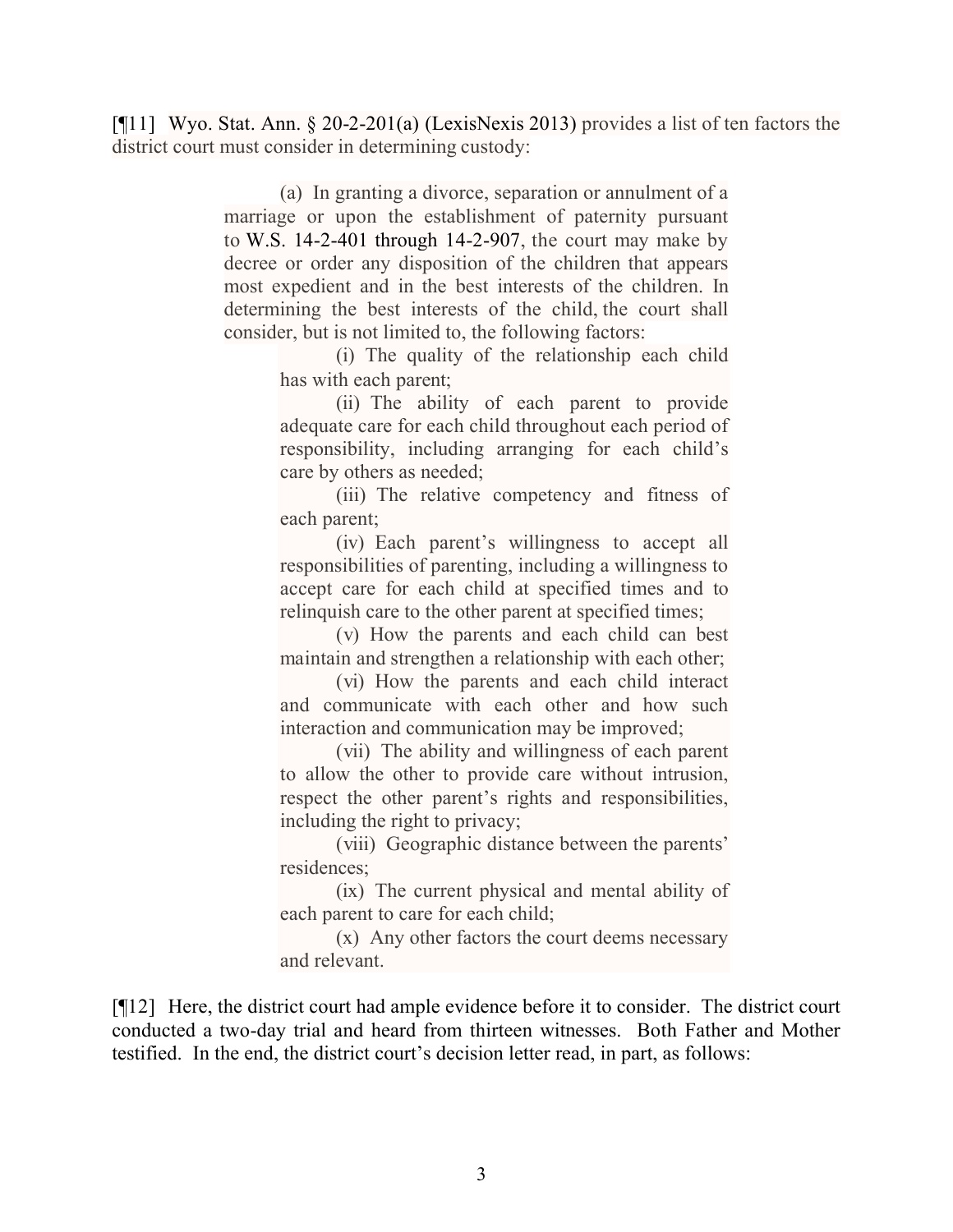[¶11] Wyo. Stat. Ann. § 20-2-201(a) (LexisNexis 2013) provides a list of ten factors the district court must consider in determining custody:

> (a) In granting a divorce, separation or annulment of a marriage or upon the establishment of paternity pursuant to W.S. 14-2-401 through 14-2-907, the court may make by decree or order any disposition of the children that appears most expedient and in the best interests of the children. In determining the best interests of the child, the court shall consider, but is not limited to, the following factors:
>
> > (i) The quality of the relationship each child has with each parent;
> >
> > (ii) The ability of each parent to provide adequate care for each child throughout each period of responsibility, including arranging for each child's care by others as needed;
> >
> > (iii) The relative competency and fitness of each parent;
> >
> > (iv) Each parent's willingness to accept all responsibilities of parenting, including a willingness to accept care for each child at specified times and to relinquish care to the other parent at specified times;
> >
> > (v) How the parents and each child can best maintain and strengthen a relationship with each other;
> >
> > (vi) How the parents and each child interact and communicate with each other and how such interaction and communication may be improved;
> >
> > (vii) The ability and willingness of each parent to allow the other to provide care without intrusion, respect the other parent's rights and responsibilities, including the right to privacy;
> >
> > (viii) Geographic distance between the parents' residences;
> >
> > (ix) The current physical and mental ability of each parent to care for each child;
> >
> > (x) Any other factors the court deems necessary and relevant.

[¶12] Here, the district court had ample evidence before it to consider. The district court conducted a two-day trial and heard from thirteen witnesses. Both Father and Mother testified. In the end, the district court's decision letter read, in part, as follows: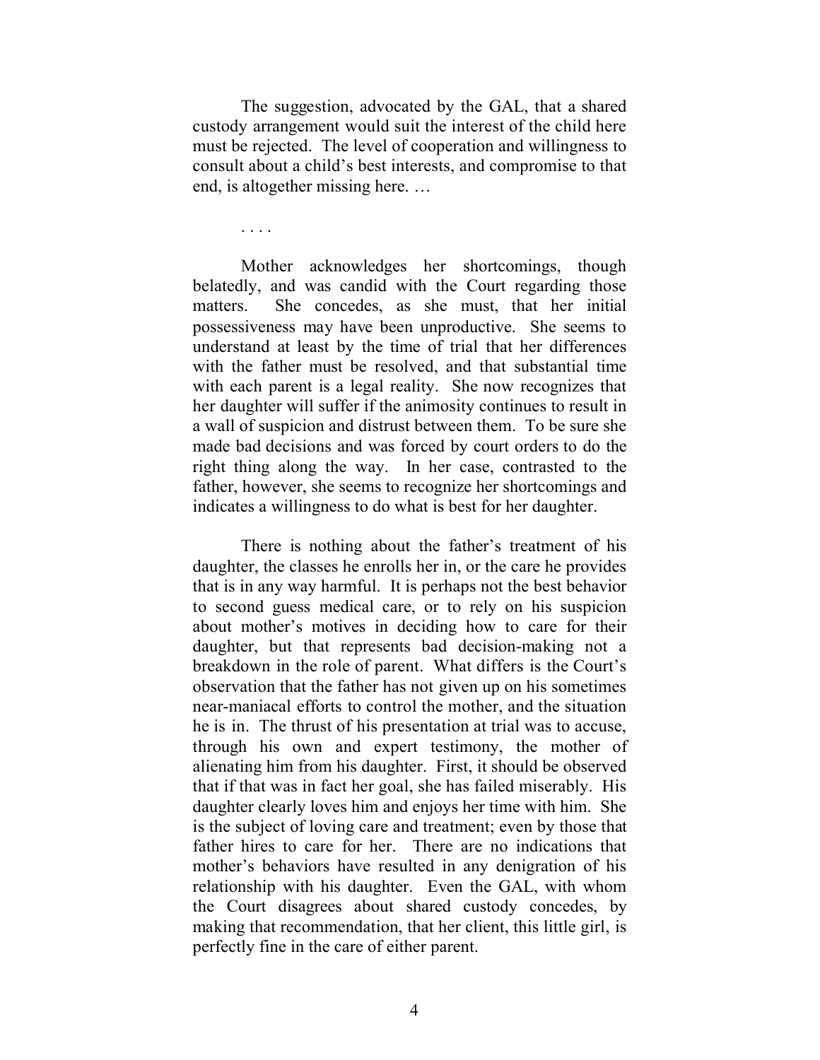The suggestion, advocated by the GAL, that a shared custody arrangement would suit the interest of the child here must be rejected. The level of cooperation and willingness to consult about a child's best interests, and compromise to that end, is altogether missing here. …

. . . .

Mother acknowledges her shortcomings, though belatedly, and was candid with the Court regarding those matters. She concedes, as she must, that her initial possessiveness may have been unproductive. She seems to understand at least by the time of trial that her differences with the father must be resolved, and that substantial time with each parent is a legal reality. She now recognizes that her daughter will suffer if the animosity continues to result in a wall of suspicion and distrust between them. To be sure she made bad decisions and was forced by court orders to do the right thing along the way. In her case, contrasted to the father, however, she seems to recognize her shortcomings and indicates a willingness to do what is best for her daughter.

There is nothing about the father's treatment of his daughter, the classes he enrolls her in, or the care he provides that is in any way harmful. It is perhaps not the best behavior to second guess medical care, or to rely on his suspicion about mother's motives in deciding how to care for their daughter, but that represents bad decision-making not a breakdown in the role of parent. What differs is the Court's observation that the father has not given up on his sometimes near-maniacal efforts to control the mother, and the situation he is in. The thrust of his presentation at trial was to accuse, through his own and expert testimony, the mother of alienating him from his daughter. First, it should be observed that if that was in fact her goal, she has failed miserably. His daughter clearly loves him and enjoys her time with him. She is the subject of loving care and treatment; even by those that father hires to care for her. There are no indications that mother's behaviors have resulted in any denigration of his relationship with his daughter. Even the GAL, with whom the Court disagrees about shared custody concedes, by making that recommendation, that her client, this little girl, is perfectly fine in the care of either parent.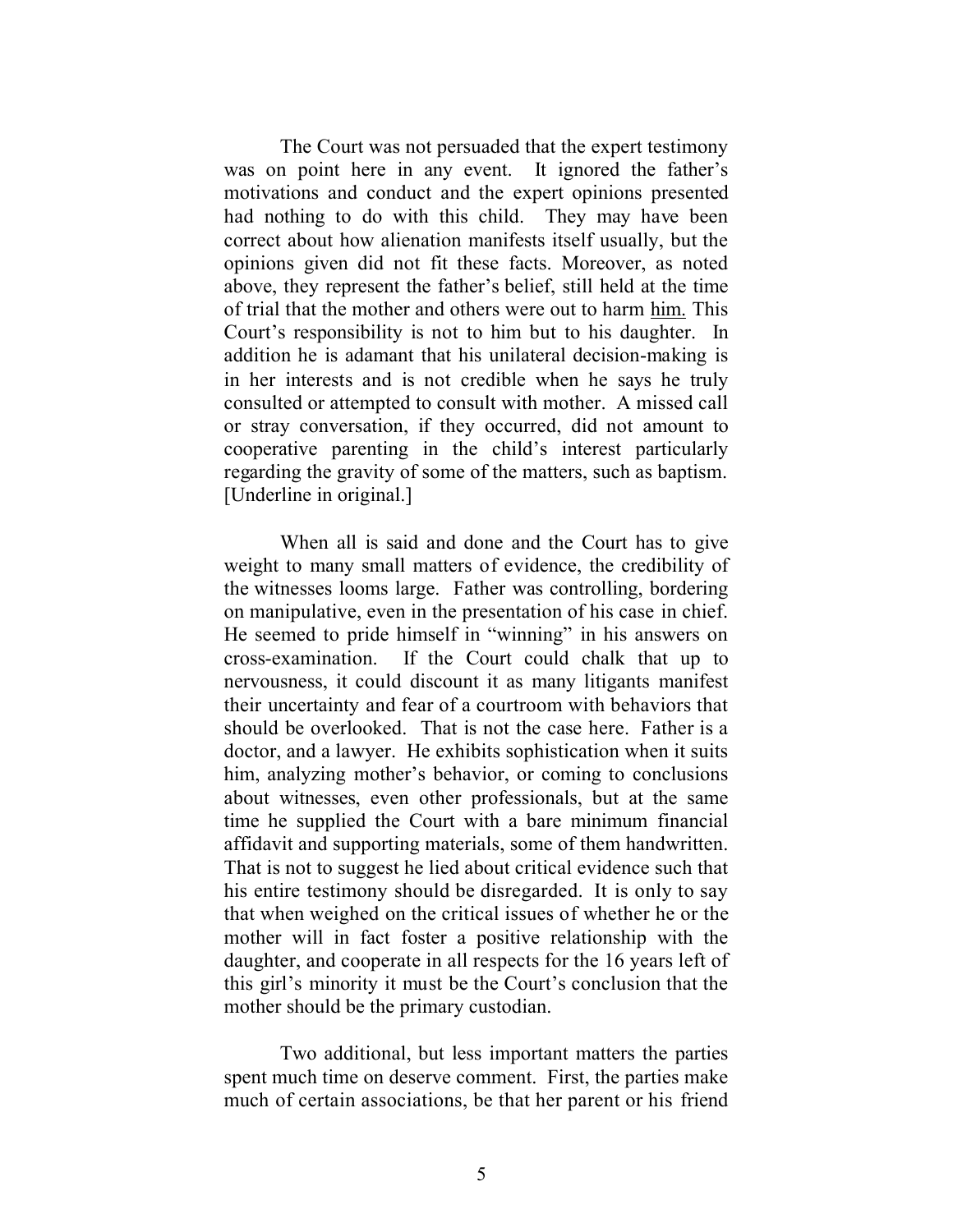The Court was not persuaded that the expert testimony was on point here in any event. It ignored the father's motivations and conduct and the expert opinions presented had nothing to do with this child. They may have been correct about how alienation manifests itself usually, but the opinions given did not fit these facts. Moreover, as noted above, they represent the father's belief, still held at the time of trial that the mother and others were out to harm <u>him.</u> This Court's responsibility is not to him but to his daughter. In addition he is adamant that his unilateral decision-making is in her interests and is not credible when he says he truly consulted or attempted to consult with mother. A missed call or stray conversation, if they occurred, did not amount to cooperative parenting in the child's interest particularly regarding the gravity of some of the matters, such as baptism. [Underline in original.]

When all is said and done and the Court has to give weight to many small matters of evidence, the credibility of the witnesses looms large. Father was controlling, bordering on manipulative, even in the presentation of his case in chief. He seemed to pride himself in "winning" in his answers on cross-examination. If the Court could chalk that up to nervousness, it could discount it as many litigants manifest their uncertainty and fear of a courtroom with behaviors that should be overlooked. That is not the case here. Father is a doctor, and a lawyer. He exhibits sophistication when it suits him, analyzing mother's behavior, or coming to conclusions about witnesses, even other professionals, but at the same time he supplied the Court with a bare minimum financial affidavit and supporting materials, some of them handwritten. That is not to suggest he lied about critical evidence such that his entire testimony should be disregarded. It is only to say that when weighed on the critical issues of whether he or the mother will in fact foster a positive relationship with the daughter, and cooperate in all respects for the 16 years left of this girl's minority it must be the Court's conclusion that the mother should be the primary custodian.

Two additional, but less important matters the parties spent much time on deserve comment. First, the parties make much of certain associations, be that her parent or his friend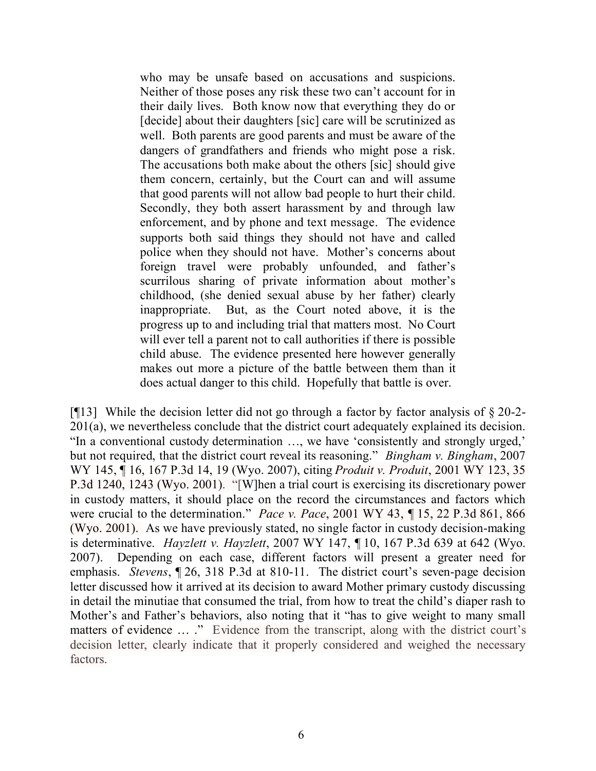> who may be unsafe based on accusations and suspicions. Neither of those poses any risk these two can't account for in their daily lives. Both know now that everything they do or [decide] about their daughters [sic] care will be scrutinized as well. Both parents are good parents and must be aware of the dangers of grandfathers and friends who might pose a risk. The accusations both make about the others [sic] should give them concern, certainly, but the Court can and will assume that good parents will not allow bad people to hurt their child. Secondly, they both assert harassment by and through law enforcement, and by phone and text message. The evidence supports both said things they should not have and called police when they should not have. Mother's concerns about foreign travel were probably unfounded, and father's scurrilous sharing of private information about mother's childhood, (she denied sexual abuse by her father) clearly inappropriate. But, as the Court noted above, it is the progress up to and including trial that matters most. No Court will ever tell a parent not to call authorities if there is possible child abuse. The evidence presented here however generally makes out more a picture of the battle between them than it does actual danger to this child. Hopefully that battle is over.

[¶13] While the decision letter did not go through a factor by factor analysis of § 20-2-201(a), we nevertheless conclude that the district court adequately explained its decision. "In a conventional custody determination …, we have 'consistently and strongly urged,' but not required, that the district court reveal its reasoning." *Bingham v. Bingham*, 2007 WY 145, ¶ 16, 167 P.3d 14, 19 (Wyo. 2007), citing *Produit v. Produit*, 2001 WY 123, 35 P.3d 1240, 1243 (Wyo. 2001). "[W]hen a trial court is exercising its discretionary power in custody matters, it should place on the record the circumstances and factors which were crucial to the determination." *Pace v. Pace*, 2001 WY 43, ¶ 15, 22 P.3d 861, 866 (Wyo. 2001). As we have previously stated, no single factor in custody decision-making is determinative. *Hayzlett v. Hayzlett*, 2007 WY 147, ¶ 10, 167 P.3d 639 at 642 (Wyo. 2007). Depending on each case, different factors will present a greater need for emphasis. *Stevens*, ¶ 26, 318 P.3d at 810-11. The district court's seven-page decision letter discussed how it arrived at its decision to award Mother primary custody discussing in detail the minutiae that consumed the trial, from how to treat the child's diaper rash to Mother's and Father's behaviors, also noting that it "has to give weight to many small matters of evidence … ." Evidence from the transcript, along with the district court's decision letter, clearly indicate that it properly considered and weighed the necessary factors.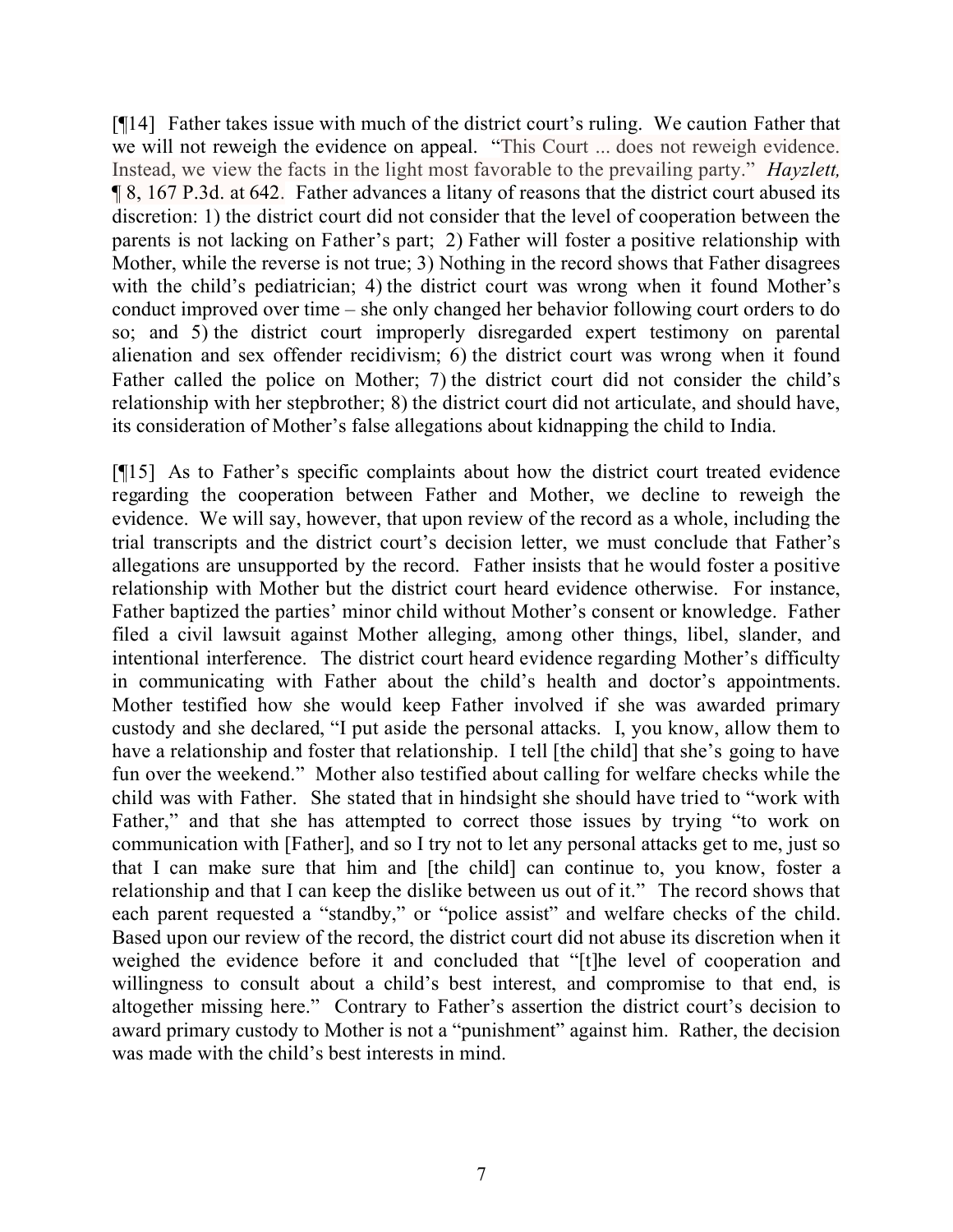[¶14] Father takes issue with much of the district court's ruling. We caution Father that we will not reweigh the evidence on appeal. "This Court ... does not reweigh evidence. Instead, we view the facts in the light most favorable to the prevailing party." *Hayzlett,* ¶ 8, 167 P.3d. at 642. Father advances a litany of reasons that the district court abused its discretion: 1) the district court did not consider that the level of cooperation between the parents is not lacking on Father's part; 2) Father will foster a positive relationship with Mother, while the reverse is not true; 3) Nothing in the record shows that Father disagrees with the child's pediatrician; 4) the district court was wrong when it found Mother's conduct improved over time – she only changed her behavior following court orders to do so; and 5) the district court improperly disregarded expert testimony on parental alienation and sex offender recidivism; 6) the district court was wrong when it found Father called the police on Mother; 7) the district court did not consider the child's relationship with her stepbrother; 8) the district court did not articulate, and should have, its consideration of Mother's false allegations about kidnapping the child to India.

[¶15] As to Father's specific complaints about how the district court treated evidence regarding the cooperation between Father and Mother, we decline to reweigh the evidence. We will say, however, that upon review of the record as a whole, including the trial transcripts and the district court's decision letter, we must conclude that Father's allegations are unsupported by the record. Father insists that he would foster a positive relationship with Mother but the district court heard evidence otherwise. For instance, Father baptized the parties' minor child without Mother's consent or knowledge. Father filed a civil lawsuit against Mother alleging, among other things, libel, slander, and intentional interference. The district court heard evidence regarding Mother's difficulty in communicating with Father about the child's health and doctor's appointments. Mother testified how she would keep Father involved if she was awarded primary custody and she declared, "I put aside the personal attacks. I, you know, allow them to have a relationship and foster that relationship. I tell [the child] that she's going to have fun over the weekend." Mother also testified about calling for welfare checks while the child was with Father. She stated that in hindsight she should have tried to "work with Father," and that she has attempted to correct those issues by trying "to work on communication with [Father], and so I try not to let any personal attacks get to me, just so that I can make sure that him and [the child] can continue to, you know, foster a relationship and that I can keep the dislike between us out of it." The record shows that each parent requested a "standby," or "police assist" and welfare checks of the child. Based upon our review of the record, the district court did not abuse its discretion when it weighed the evidence before it and concluded that "[t]he level of cooperation and willingness to consult about a child's best interest, and compromise to that end, is altogether missing here." Contrary to Father's assertion the district court's decision to award primary custody to Mother is not a "punishment" against him. Rather, the decision was made with the child's best interests in mind.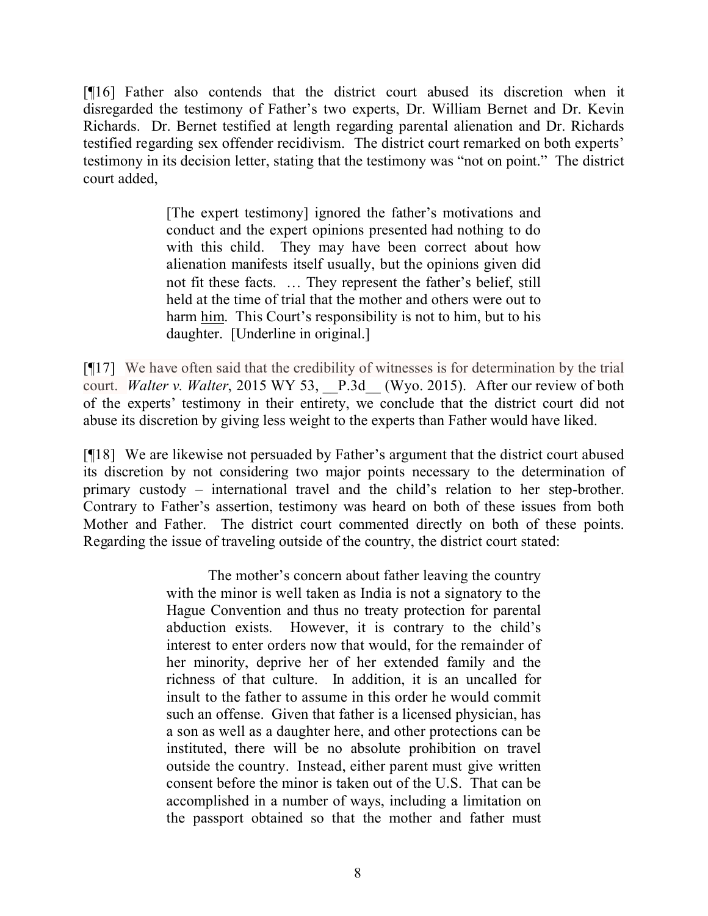[¶16] Father also contends that the district court abused its discretion when it disregarded the testimony of Father's two experts, Dr. William Bernet and Dr. Kevin Richards. Dr. Bernet testified at length regarding parental alienation and Dr. Richards testified regarding sex offender recidivism. The district court remarked on both experts' testimony in its decision letter, stating that the testimony was "not on point." The district court added,

> [The expert testimony] ignored the father's motivations and conduct and the expert opinions presented had nothing to do with this child. They may have been correct about how alienation manifests itself usually, but the opinions given did not fit these facts. … They represent the father's belief, still held at the time of trial that the mother and others were out to harm <u>him</u>. This Court's responsibility is not to him, but to his daughter. [Underline in original.]

[¶17] We have often said that the credibility of witnesses is for determination by the trial court. *Walter v. Walter*, 2015 WY 53, __P.3d__ (Wyo. 2015). After our review of both of the experts' testimony in their entirety, we conclude that the district court did not abuse its discretion by giving less weight to the experts than Father would have liked.

[¶18] We are likewise not persuaded by Father's argument that the district court abused its discretion by not considering two major points necessary to the determination of primary custody – international travel and the child's relation to her step-brother. Contrary to Father's assertion, testimony was heard on both of these issues from both Mother and Father. The district court commented directly on both of these points. Regarding the issue of traveling outside of the country, the district court stated:

> The mother's concern about father leaving the country with the minor is well taken as India is not a signatory to the Hague Convention and thus no treaty protection for parental abduction exists. However, it is contrary to the child's interest to enter orders now that would, for the remainder of her minority, deprive her of her extended family and the richness of that culture. In addition, it is an uncalled for insult to the father to assume in this order he would commit such an offense. Given that father is a licensed physician, has a son as well as a daughter here, and other protections can be instituted, there will be no absolute prohibition on travel outside the country. Instead, either parent must give written consent before the minor is taken out of the U.S. That can be accomplished in a number of ways, including a limitation on the passport obtained so that the mother and father must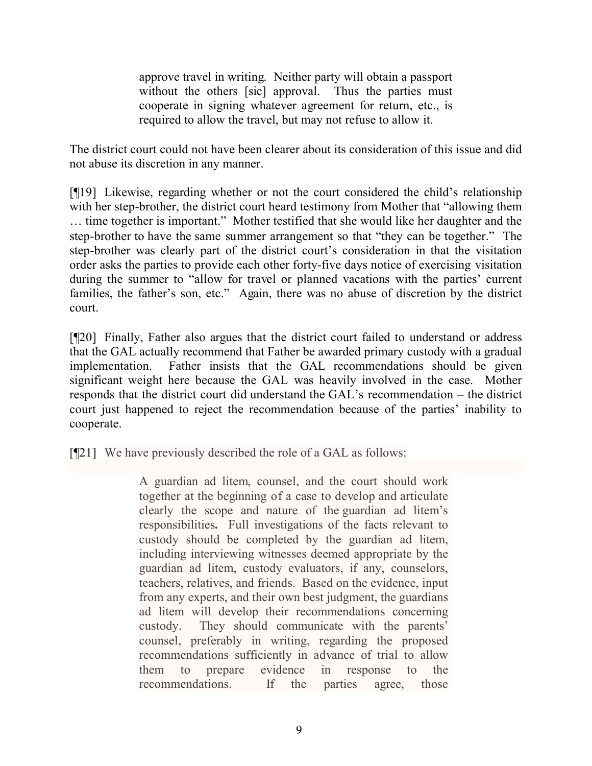> approve travel in writing. Neither party will obtain a passport without the others [sic] approval. Thus the parties must cooperate in signing whatever agreement for return, etc., is required to allow the travel, but may not refuse to allow it.

The district court could not have been clearer about its consideration of this issue and did not abuse its discretion in any manner.

[¶19] Likewise, regarding whether or not the court considered the child's relationship with her step-brother, the district court heard testimony from Mother that "allowing them … time together is important." Mother testified that she would like her daughter and the step-brother to have the same summer arrangement so that "they can be together." The step-brother was clearly part of the district court's consideration in that the visitation order asks the parties to provide each other forty-five days notice of exercising visitation during the summer to "allow for travel or planned vacations with the parties' current families, the father's son, etc." Again, there was no abuse of discretion by the district court.

[¶20] Finally, Father also argues that the district court failed to understand or address that the GAL actually recommend that Father be awarded primary custody with a gradual implementation. Father insists that the GAL recommendations should be given significant weight here because the GAL was heavily involved in the case. Mother responds that the district court did understand the GAL's recommendation – the district court just happened to reject the recommendation because of the parties' inability to cooperate.

[¶21] We have previously described the role of a GAL as follows:

> A guardian ad litem, counsel, and the court should work together at the beginning of a case to develop and articulate clearly the scope and nature of the guardian ad litem's responsibilities**.** Full investigations of the facts relevant to custody should be completed by the guardian ad litem, including interviewing witnesses deemed appropriate by the guardian ad litem, custody evaluators, if any, counselors, teachers, relatives, and friends. Based on the evidence, input from any experts, and their own best judgment, the guardians ad litem will develop their recommendations concerning custody. They should communicate with the parents' counsel, preferably in writing, regarding the proposed recommendations sufficiently in advance of trial to allow them to prepare evidence in response to the recommendations. If the parties agree, those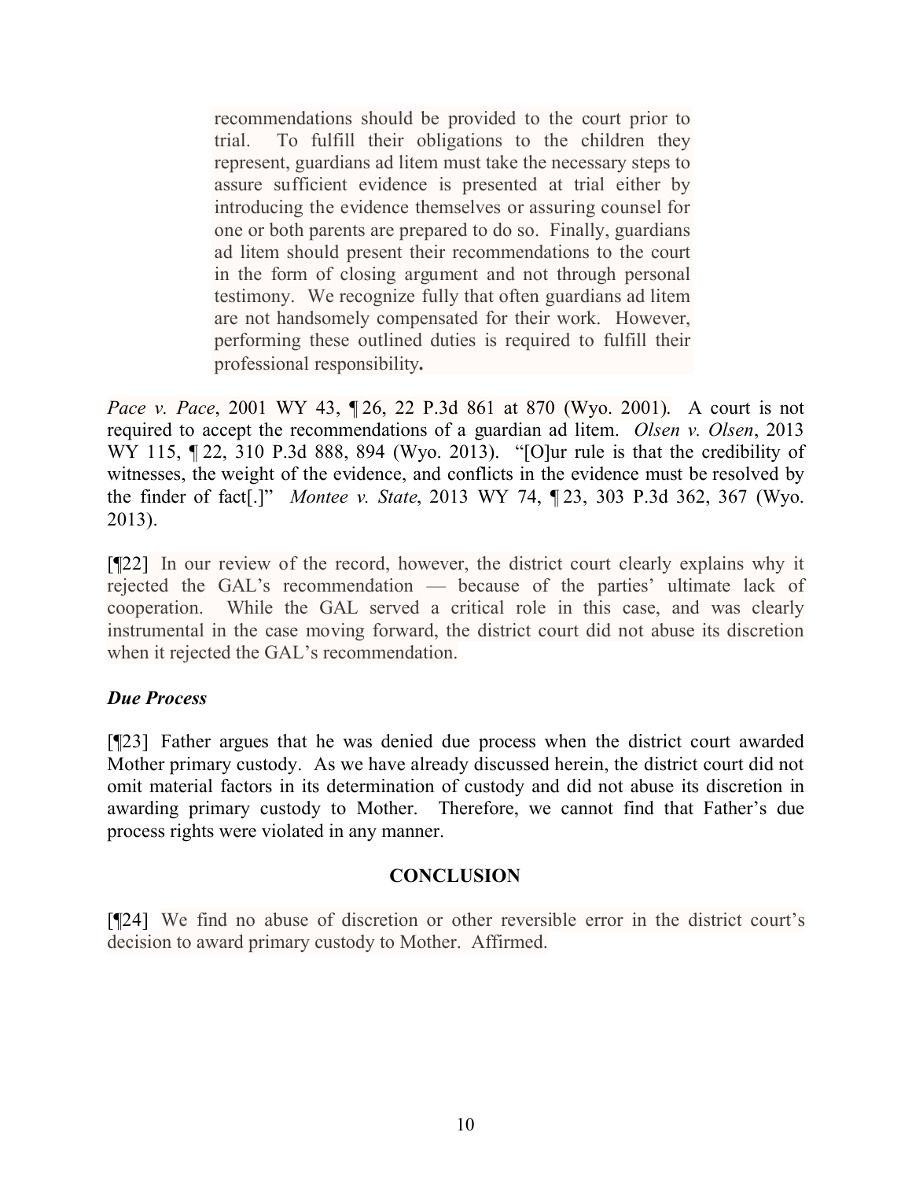> recommendations should be provided to the court prior to trial. To fulfill their obligations to the children they represent, guardians ad litem must take the necessary steps to assure sufficient evidence is presented at trial either by introducing the evidence themselves or assuring counsel for one or both parents are prepared to do so. Finally, guardians ad litem should present their recommendations to the court in the form of closing argument and not through personal testimony. We recognize fully that often guardians ad litem are not handsomely compensated for their work. However, performing these outlined duties is required to fulfill their professional responsibility**.**

*Pace v. Pace*, 2001 WY 43, ¶ 26, 22 P.3d 861 at 870 (Wyo. 2001). A court is not required to accept the recommendations of a guardian ad litem. *Olsen v. Olsen*, 2013 WY 115, ¶ 22, 310 P.3d 888, 894 (Wyo. 2013). "[O]ur rule is that the credibility of witnesses, the weight of the evidence, and conflicts in the evidence must be resolved by the finder of fact[.]" *Montee v. State*, 2013 WY 74, ¶ 23, 303 P.3d 362, 367 (Wyo. 2013).

[¶22] In our review of the record, however, the district court clearly explains why it rejected the GAL's recommendation — because of the parties' ultimate lack of cooperation. While the GAL served a critical role in this case, and was clearly instrumental in the case moving forward, the district court did not abuse its discretion when it rejected the GAL's recommendation.

***Due Process***

[¶23] Father argues that he was denied due process when the district court awarded Mother primary custody. As we have already discussed herein, the district court did not omit material factors in its determination of custody and did not abuse its discretion in awarding primary custody to Mother. Therefore, we cannot find that Father's due process rights were violated in any manner.

**CONCLUSION**

[¶24] We find no abuse of discretion or other reversible error in the district court's decision to award primary custody to Mother. Affirmed.